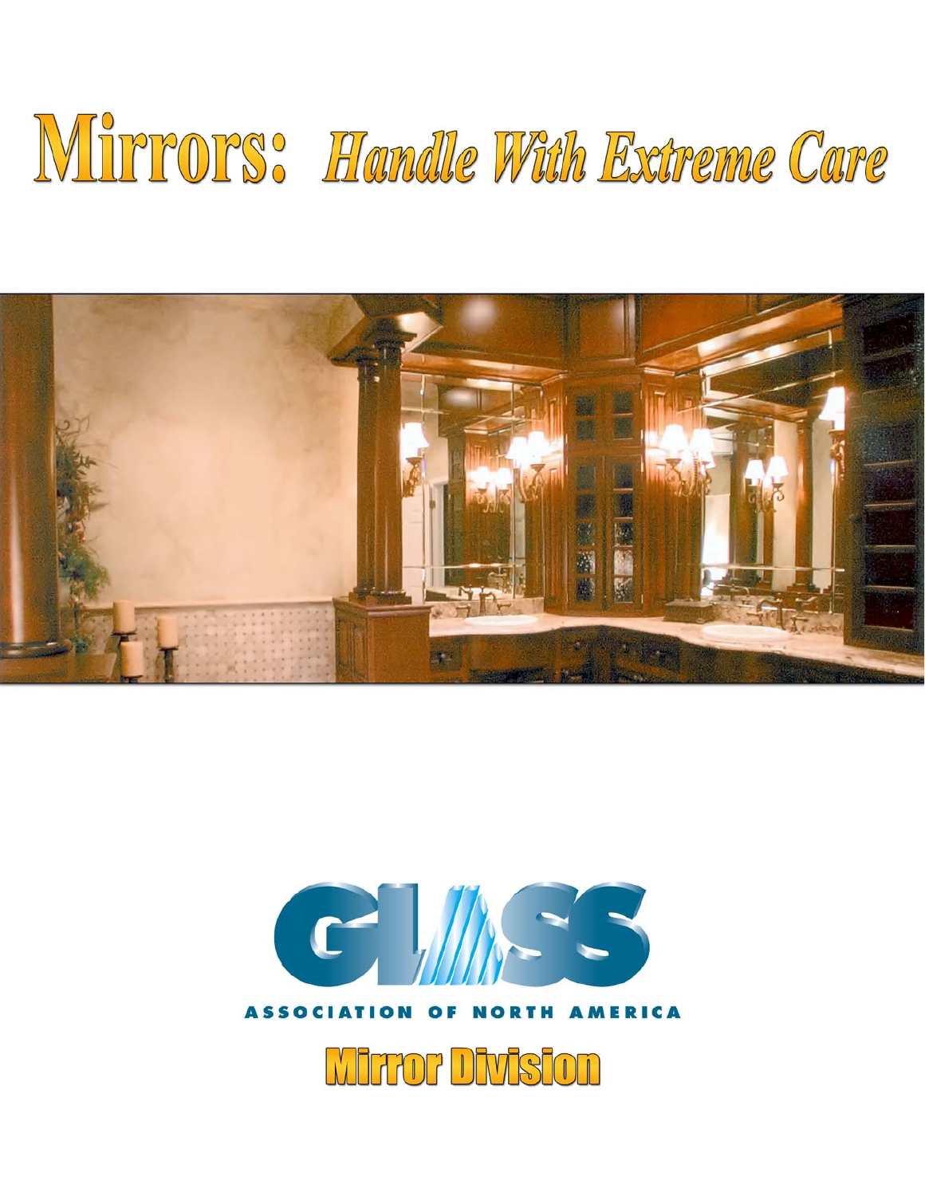# Mirrors: *Handle With Extreme Care*

GLASS ASSOCIATION OF NORTH AMERICA

Mirror Division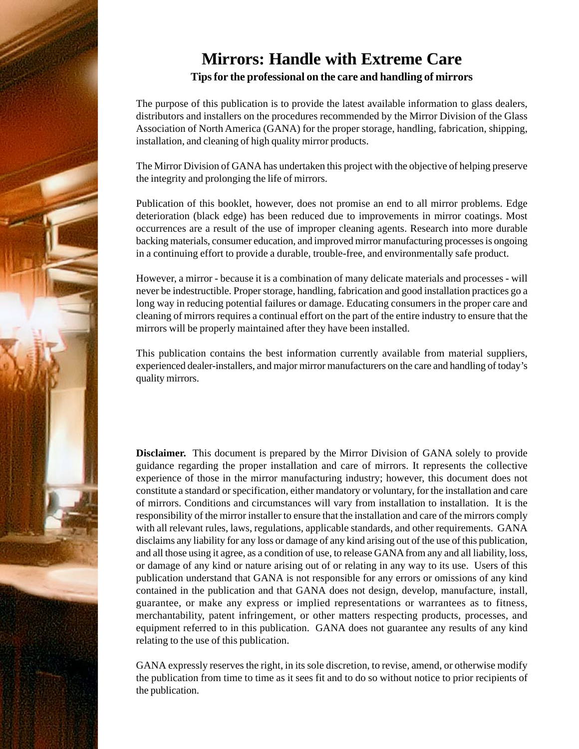# Mirrors: Handle with Extreme Care

**Tips for the professional on the care and handling of mirrors**

The purpose of this publication is to provide the latest available information to glass dealers, distributors and installers on the procedures recommended by the Mirror Division of the Glass Association of North America (GANA) for the proper storage, handling, fabrication, shipping, installation, and cleaning of high quality mirror products.

The Mirror Division of GANA has undertaken this project with the objective of helping preserve the integrity and prolonging the life of mirrors.

Publication of this booklet, however, does not promise an end to all mirror problems. Edge deterioration (black edge) has been reduced due to improvements in mirror coatings. Most occurrences are a result of the use of improper cleaning agents. Research into more durable backing materials, consumer education, and improved mirror manufacturing processes is ongoing in a continuing effort to provide a durable, trouble-free, and environmentally safe product.

However, a mirror - because it is a combination of many delicate materials and processes - will never be indestructible. Proper storage, handling, fabrication and good installation practices go a long way in reducing potential failures or damage. Educating consumers in the proper care and cleaning of mirrors requires a continual effort on the part of the entire industry to ensure that the mirrors will be properly maintained after they have been installed.

This publication contains the best information currently available from material suppliers, experienced dealer-installers, and major mirror manufacturers on the care and handling of today's quality mirrors.

**Disclaimer.** This document is prepared by the Mirror Division of GANA solely to provide guidance regarding the proper installation and care of mirrors. It represents the collective experience of those in the mirror manufacturing industry; however, this document does not constitute a standard or specification, either mandatory or voluntary, for the installation and care of mirrors. Conditions and circumstances will vary from installation to installation. It is the responsibility of the mirror installer to ensure that the installation and care of the mirrors comply with all relevant rules, laws, regulations, applicable standards, and other requirements. GANA disclaims any liability for any loss or damage of any kind arising out of the use of this publication, and all those using it agree, as a condition of use, to release GANA from any and all liability, loss, or damage of any kind or nature arising out of or relating in any way to its use. Users of this publication understand that GANA is not responsible for any errors or omissions of any kind contained in the publication and that GANA does not design, develop, manufacture, install, guarantee, or make any express or implied representations or warrantees as to fitness, merchantability, patent infringement, or other matters respecting products, processes, and equipment referred to in this publication. GANA does not guarantee any results of any kind relating to the use of this publication.

GANA expressly reserves the right, in its sole discretion, to revise, amend, or otherwise modify the publication from time to time as it sees fit and to do so without notice to prior recipients of the publication.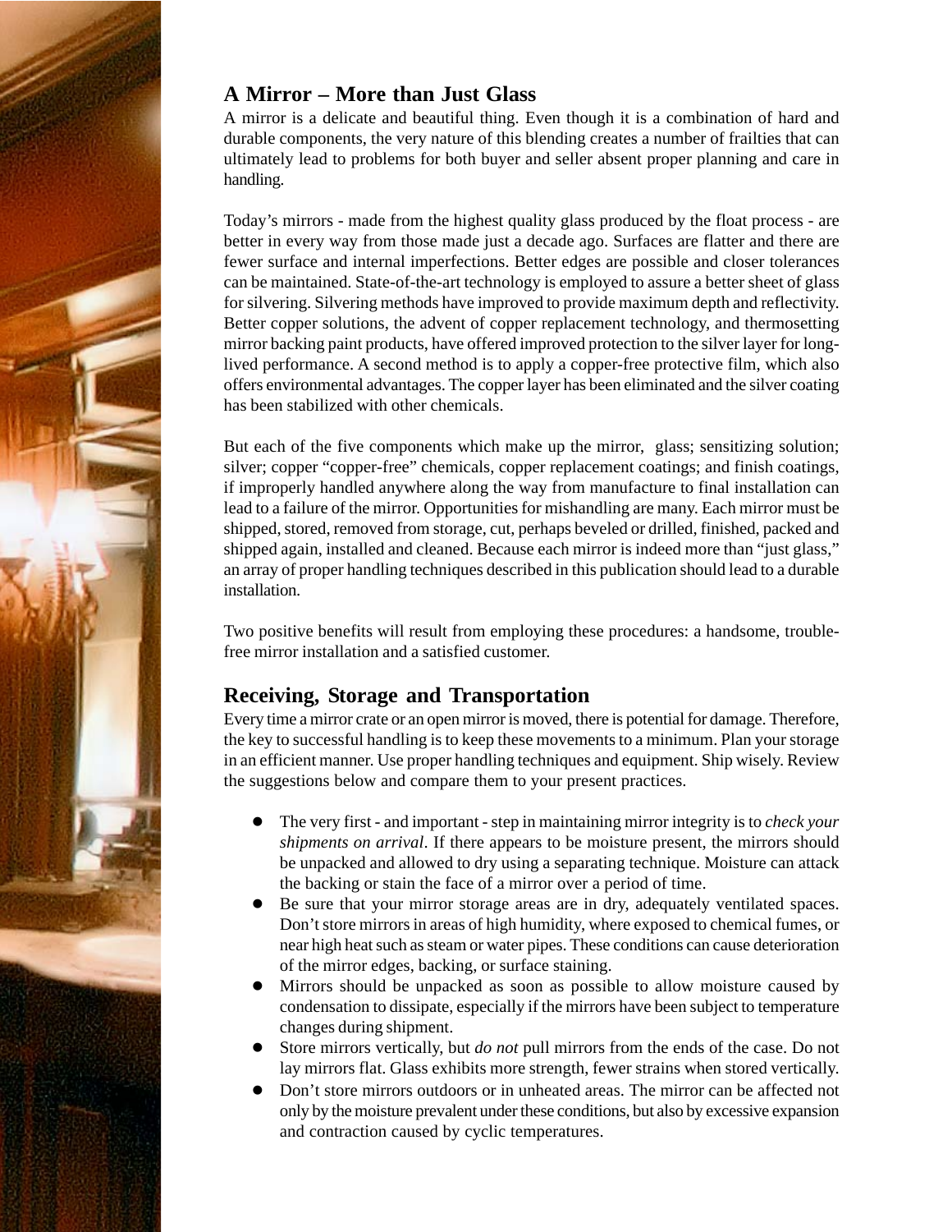## A Mirror – More than Just Glass

A mirror is a delicate and beautiful thing. Even though it is a combination of hard and durable components, the very nature of this blending creates a number of frailties that can ultimately lead to problems for both buyer and seller absent proper planning and care in handling.

Today's mirrors - made from the highest quality glass produced by the float process - are better in every way from those made just a decade ago. Surfaces are flatter and there are fewer surface and internal imperfections. Better edges are possible and closer tolerances can be maintained. State-of-the-art technology is employed to assure a better sheet of glass for silvering. Silvering methods have improved to provide maximum depth and reflectivity. Better copper solutions, the advent of copper replacement technology, and thermosetting mirror backing paint products, have offered improved protection to the silver layer for long-lived performance. A second method is to apply a copper-free protective film, which also offers environmental advantages. The copper layer has been eliminated and the silver coating has been stabilized with other chemicals.

But each of the five components which make up the mirror, glass; sensitizing solution; silver; copper "copper-free" chemicals, copper replacement coatings; and finish coatings, if improperly handled anywhere along the way from manufacture to final installation can lead to a failure of the mirror. Opportunities for mishandling are many. Each mirror must be shipped, stored, removed from storage, cut, perhaps beveled or drilled, finished, packed and shipped again, installed and cleaned. Because each mirror is indeed more than "just glass," an array of proper handling techniques described in this publication should lead to a durable installation.

Two positive benefits will result from employing these procedures: a handsome, trouble-free mirror installation and a satisfied customer.

## Receiving, Storage and Transportation

Every time a mirror crate or an open mirror is moved, there is potential for damage. Therefore, the key to successful handling is to keep these movements to a minimum. Plan your storage in an efficient manner. Use proper handling techniques and equipment. Ship wisely. Review the suggestions below and compare them to your present practices.

- The very first - and important - step in maintaining mirror integrity is to *check your shipments on arrival*. If there appears to be moisture present, the mirrors should be unpacked and allowed to dry using a separating technique. Moisture can attack the backing or stain the face of a mirror over a period of time.
- Be sure that your mirror storage areas are in dry, adequately ventilated spaces. Don't store mirrors in areas of high humidity, where exposed to chemical fumes, or near high heat such as steam or water pipes. These conditions can cause deterioration of the mirror edges, backing, or surface staining.
- Mirrors should be unpacked as soon as possible to allow moisture caused by condensation to dissipate, especially if the mirrors have been subject to temperature changes during shipment.
- Store mirrors vertically, but *do not* pull mirrors from the ends of the case. Do not lay mirrors flat. Glass exhibits more strength, fewer strains when stored vertically.
- Don't store mirrors outdoors or in unheated areas. The mirror can be affected not only by the moisture prevalent under these conditions, but also by excessive expansion and contraction caused by cyclic temperatures.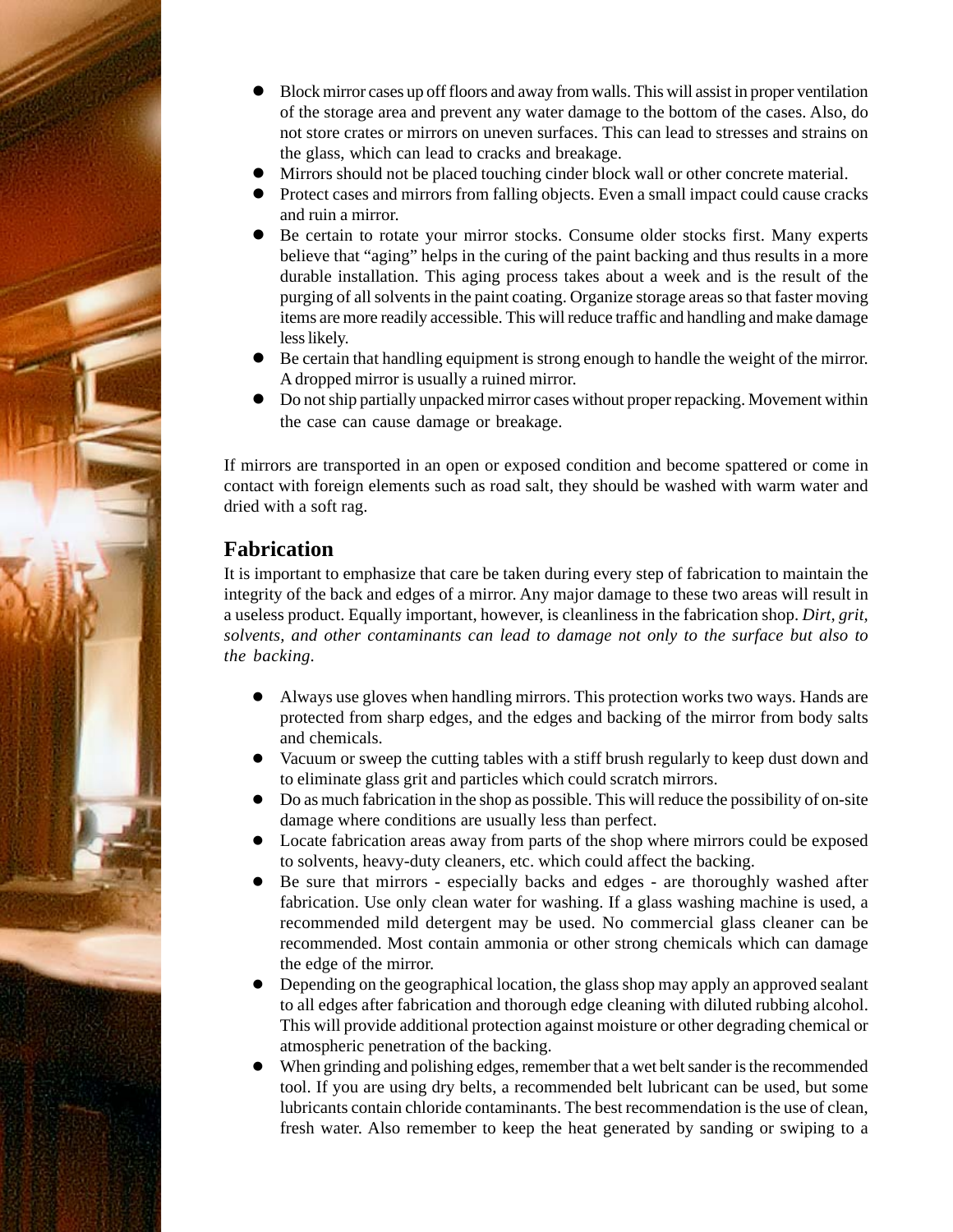- Block mirror cases up off floors and away from walls. This will assist in proper ventilation of the storage area and prevent any water damage to the bottom of the cases. Also, do not store crates or mirrors on uneven surfaces. This can lead to stresses and strains on the glass, which can lead to cracks and breakage.
- Mirrors should not be placed touching cinder block wall or other concrete material.
- Protect cases and mirrors from falling objects. Even a small impact could cause cracks and ruin a mirror.
- Be certain to rotate your mirror stocks. Consume older stocks first. Many experts believe that "aging" helps in the curing of the paint backing and thus results in a more durable installation. This aging process takes about a week and is the result of the purging of all solvents in the paint coating. Organize storage areas so that faster moving items are more readily accessible. This will reduce traffic and handling and make damage less likely.
- Be certain that handling equipment is strong enough to handle the weight of the mirror. A dropped mirror is usually a ruined mirror.
- Do not ship partially unpacked mirror cases without proper repacking. Movement within the case can cause damage or breakage.

If mirrors are transported in an open or exposed condition and become spattered or come in contact with foreign elements such as road salt, they should be washed with warm water and dried with a soft rag.

## Fabrication

It is important to emphasize that care be taken during every step of fabrication to maintain the integrity of the back and edges of a mirror. Any major damage to these two areas will result in a useless product. Equally important, however, is cleanliness in the fabrication shop. *Dirt, grit, solvents, and other contaminants can lead to damage not only to the surface but also to the backing.*

- Always use gloves when handling mirrors. This protection works two ways. Hands are protected from sharp edges, and the edges and backing of the mirror from body salts and chemicals.
- Vacuum or sweep the cutting tables with a stiff brush regularly to keep dust down and to eliminate glass grit and particles which could scratch mirrors.
- Do as much fabrication in the shop as possible. This will reduce the possibility of on-site damage where conditions are usually less than perfect.
- Locate fabrication areas away from parts of the shop where mirrors could be exposed to solvents, heavy-duty cleaners, etc. which could affect the backing.
- Be sure that mirrors - especially backs and edges - are thoroughly washed after fabrication. Use only clean water for washing. If a glass washing machine is used, a recommended mild detergent may be used. No commercial glass cleaner can be recommended. Most contain ammonia or other strong chemicals which can damage the edge of the mirror.
- Depending on the geographical location, the glass shop may apply an approved sealant to all edges after fabrication and thorough edge cleaning with diluted rubbing alcohol. This will provide additional protection against moisture or other degrading chemical or atmospheric penetration of the backing.
- When grinding and polishing edges, remember that a wet belt sander is the recommended tool. If you are using dry belts, a recommended belt lubricant can be used, but some lubricants contain chloride contaminants. The best recommendation is the use of clean, fresh water. Also remember to keep the heat generated by sanding or swiping to a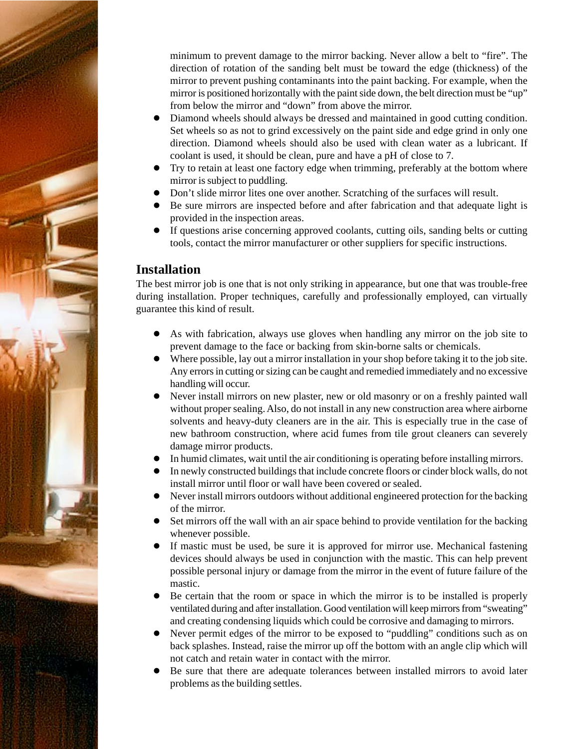minimum to prevent damage to the mirror backing. Never allow a belt to "fire". The direction of rotation of the sanding belt must be toward the edge (thickness) of the mirror to prevent pushing contaminants into the paint backing. For example, when the mirror is positioned horizontally with the paint side down, the belt direction must be "up" from below the mirror and "down" from above the mirror.

- Diamond wheels should always be dressed and maintained in good cutting condition. Set wheels so as not to grind excessively on the paint side and edge grind in only one direction. Diamond wheels should also be used with clean water as a lubricant. If coolant is used, it should be clean, pure and have a pH of close to 7.
- Try to retain at least one factory edge when trimming, preferably at the bottom where mirror is subject to puddling.
- Don't slide mirror lites one over another. Scratching of the surfaces will result.
- Be sure mirrors are inspected before and after fabrication and that adequate light is provided in the inspection areas.
- If questions arise concerning approved coolants, cutting oils, sanding belts or cutting tools, contact the mirror manufacturer or other suppliers for specific instructions.

## Installation

The best mirror job is one that is not only striking in appearance, but one that was trouble-free during installation. Proper techniques, carefully and professionally employed, can virtually guarantee this kind of result.

- As with fabrication, always use gloves when handling any mirror on the job site to prevent damage to the face or backing from skin-borne salts or chemicals.
- Where possible, lay out a mirror installation in your shop before taking it to the job site. Any errors in cutting or sizing can be caught and remedied immediately and no excessive handling will occur.
- Never install mirrors on new plaster, new or old masonry or on a freshly painted wall without proper sealing. Also, do not install in any new construction area where airborne solvents and heavy-duty cleaners are in the air. This is especially true in the case of new bathroom construction, where acid fumes from tile grout cleaners can severely damage mirror products.
- In humid climates, wait until the air conditioning is operating before installing mirrors.
- In newly constructed buildings that include concrete floors or cinder block walls, do not install mirror until floor or wall have been covered or sealed.
- Never install mirrors outdoors without additional engineered protection for the backing of the mirror.
- Set mirrors off the wall with an air space behind to provide ventilation for the backing whenever possible.
- If mastic must be used, be sure it is approved for mirror use. Mechanical fastening devices should always be used in conjunction with the mastic. This can help prevent possible personal injury or damage from the mirror in the event of future failure of the mastic.
- Be certain that the room or space in which the mirror is to be installed is properly ventilated during and after installation. Good ventilation will keep mirrors from "sweating" and creating condensing liquids which could be corrosive and damaging to mirrors.
- Never permit edges of the mirror to be exposed to "puddling" conditions such as on back splashes. Instead, raise the mirror up off the bottom with an angle clip which will not catch and retain water in contact with the mirror.
- Be sure that there are adequate tolerances between installed mirrors to avoid later problems as the building settles.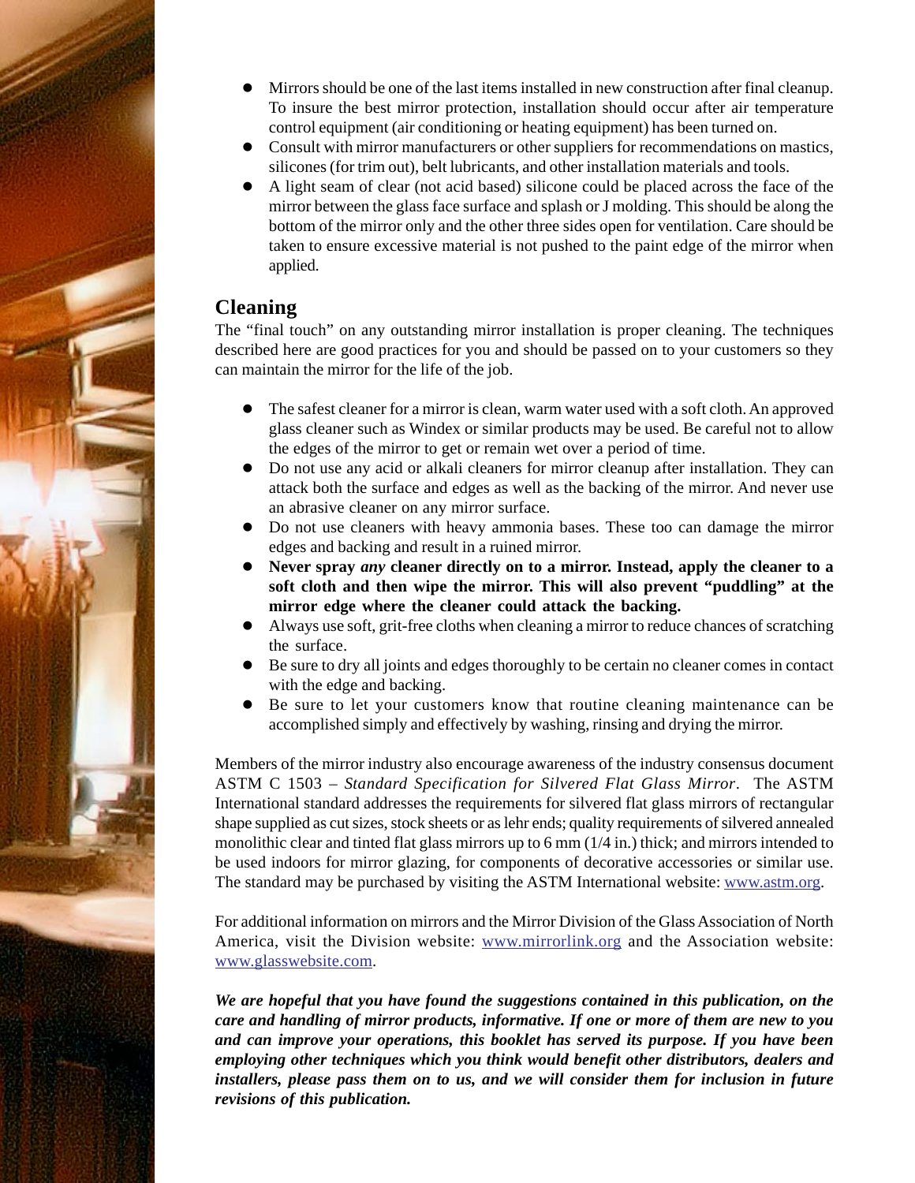- Mirrors should be one of the last items installed in new construction after final cleanup. To insure the best mirror protection, installation should occur after air temperature control equipment (air conditioning or heating equipment) has been turned on.
- Consult with mirror manufacturers or other suppliers for recommendations on mastics, silicones (for trim out), belt lubricants, and other installation materials and tools.
- A light seam of clear (not acid based) silicone could be placed across the face of the mirror between the glass face surface and splash or J molding. This should be along the bottom of the mirror only and the other three sides open for ventilation. Care should be taken to ensure excessive material is not pushed to the paint edge of the mirror when applied.

## Cleaning

The "final touch" on any outstanding mirror installation is proper cleaning. The techniques described here are good practices for you and should be passed on to your customers so they can maintain the mirror for the life of the job.

- The safest cleaner for a mirror is clean, warm water used with a soft cloth. An approved glass cleaner such as Windex or similar products may be used. Be careful not to allow the edges of the mirror to get or remain wet over a period of time.
- Do not use any acid or alkali cleaners for mirror cleanup after installation. They can attack both the surface and edges as well as the backing of the mirror. And never use an abrasive cleaner on any mirror surface.
- Do not use cleaners with heavy ammonia bases. These too can damage the mirror edges and backing and result in a ruined mirror.
- **Never spray *any* cleaner directly on to a mirror. Instead, apply the cleaner to a soft cloth and then wipe the mirror. This will also prevent "puddling" at the mirror edge where the cleaner could attack the backing.**
- Always use soft, grit-free cloths when cleaning a mirror to reduce chances of scratching the surface.
- Be sure to dry all joints and edges thoroughly to be certain no cleaner comes in contact with the edge and backing.
- Be sure to let your customers know that routine cleaning maintenance can be accomplished simply and effectively by washing, rinsing and drying the mirror.

Members of the mirror industry also encourage awareness of the industry consensus document ASTM C 1503 – *Standard Specification for Silvered Flat Glass Mirror*. The ASTM International standard addresses the requirements for silvered flat glass mirrors of rectangular shape supplied as cut sizes, stock sheets or as lehr ends; quality requirements of silvered annealed monolithic clear and tinted flat glass mirrors up to 6 mm (1/4 in.) thick; and mirrors intended to be used indoors for mirror glazing, for components of decorative accessories or similar use. The standard may be purchased by visiting the ASTM International website: www.astm.org.

For additional information on mirrors and the Mirror Division of the Glass Association of North America, visit the Division website: www.mirrorlink.org and the Association website: www.glasswebsite.com.

***We are hopeful that you have found the suggestions contained in this publication, on the care and handling of mirror products, informative. If one or more of them are new to you and can improve your operations, this booklet has served its purpose. If you have been employing other techniques which you think would benefit other distributors, dealers and installers, please pass them on to us, and we will consider them for inclusion in future revisions of this publication.***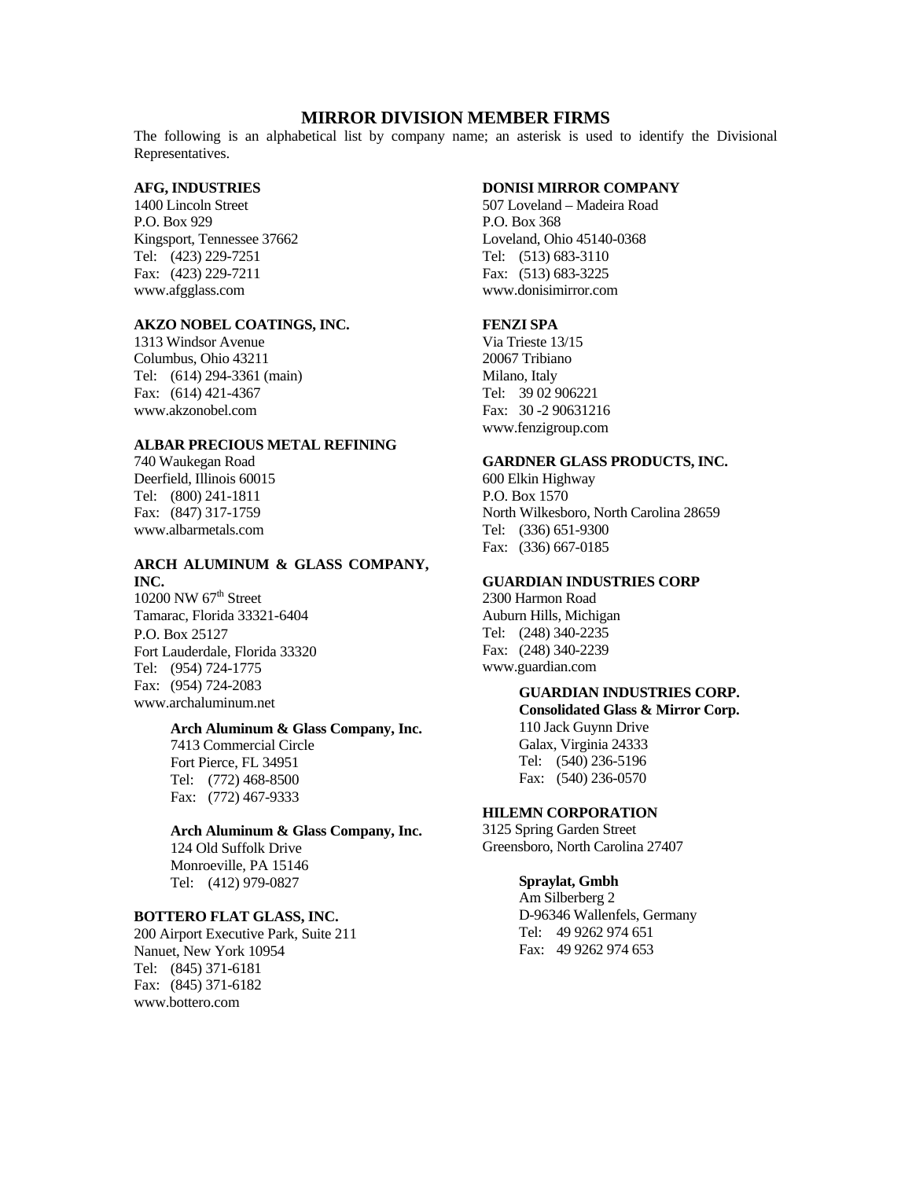# MIRROR DIVISION MEMBER FIRMS

The following is an alphabetical list by company name; an asterisk is used to identify the Divisional Representatives.

**AFG, INDUSTRIES**
1400 Lincoln Street
P.O. Box 929
Kingsport, Tennessee 37662
Tel: (423) 229-7251
Fax: (423) 229-7211
www.afgglass.com

**AKZO NOBEL COATINGS, INC.**
1313 Windsor Avenue
Columbus, Ohio 43211
Tel: (614) 294-3361 (main)
Fax: (614) 421-4367
www.akzonobel.com

**ALBAR PRECIOUS METAL REFINING**
740 Waukegan Road
Deerfield, Illinois 60015
Tel: (800) 241-1811
Fax: (847) 317-1759
www.albarmetals.com

**ARCH ALUMINUM & GLASS COMPANY, INC.**
10200 NW 67th Street
Tamarac, Florida 33321-6404
P.O. Box 25127
Fort Lauderdale, Florida 33320
Tel: (954) 724-1775
Fax: (954) 724-2083
www.archaluminum.net

> **Arch Aluminum & Glass Company, Inc.**
> 7413 Commercial Circle
> Fort Pierce, FL 34951
> Tel: (772) 468-8500
> Fax: (772) 467-9333

> **Arch Aluminum & Glass Company, Inc.**
> 124 Old Suffolk Drive
> Monroeville, PA 15146
> Tel: (412) 979-0827

**BOTTERO FLAT GLASS, INC.**
200 Airport Executive Park, Suite 211
Nanuet, New York 10954
Tel: (845) 371-6181
Fax: (845) 371-6182
www.bottero.com

**DONISI MIRROR COMPANY**
507 Loveland – Madeira Road
P.O. Box 368
Loveland, Ohio 45140-0368
Tel: (513) 683-3110
Fax: (513) 683-3225
www.donisimirror.com

**FENZI SPA**
Via Trieste 13/15
20067 Tribiano
Milano, Italy
Tel: 39 02 906221
Fax: 30 -2 90631216
www.fenzigroup.com

**GARDNER GLASS PRODUCTS, INC.**
600 Elkin Highway
P.O. Box 1570
North Wilkesboro, North Carolina 28659
Tel: (336) 651-9300
Fax: (336) 667-0185

**GUARDIAN INDUSTRIES CORP**
2300 Harmon Road
Auburn Hills, Michigan
Tel: (248) 340-2235
Fax: (248) 340-2239
www.guardian.com

> **GUARDIAN INDUSTRIES CORP.**
> **Consolidated Glass & Mirror Corp.**
> 110 Jack Guynn Drive
> Galax, Virginia 24333
> Tel: (540) 236-5196
> Fax: (540) 236-0570

**HILEMN CORPORATION**
3125 Spring Garden Street
Greensboro, North Carolina 27407

> **Spraylat, Gmbh**
> Am Silberberg 2
> D-96346 Wallenfels, Germany
> Tel: 49 9262 974 651
> Fax: 49 9262 974 653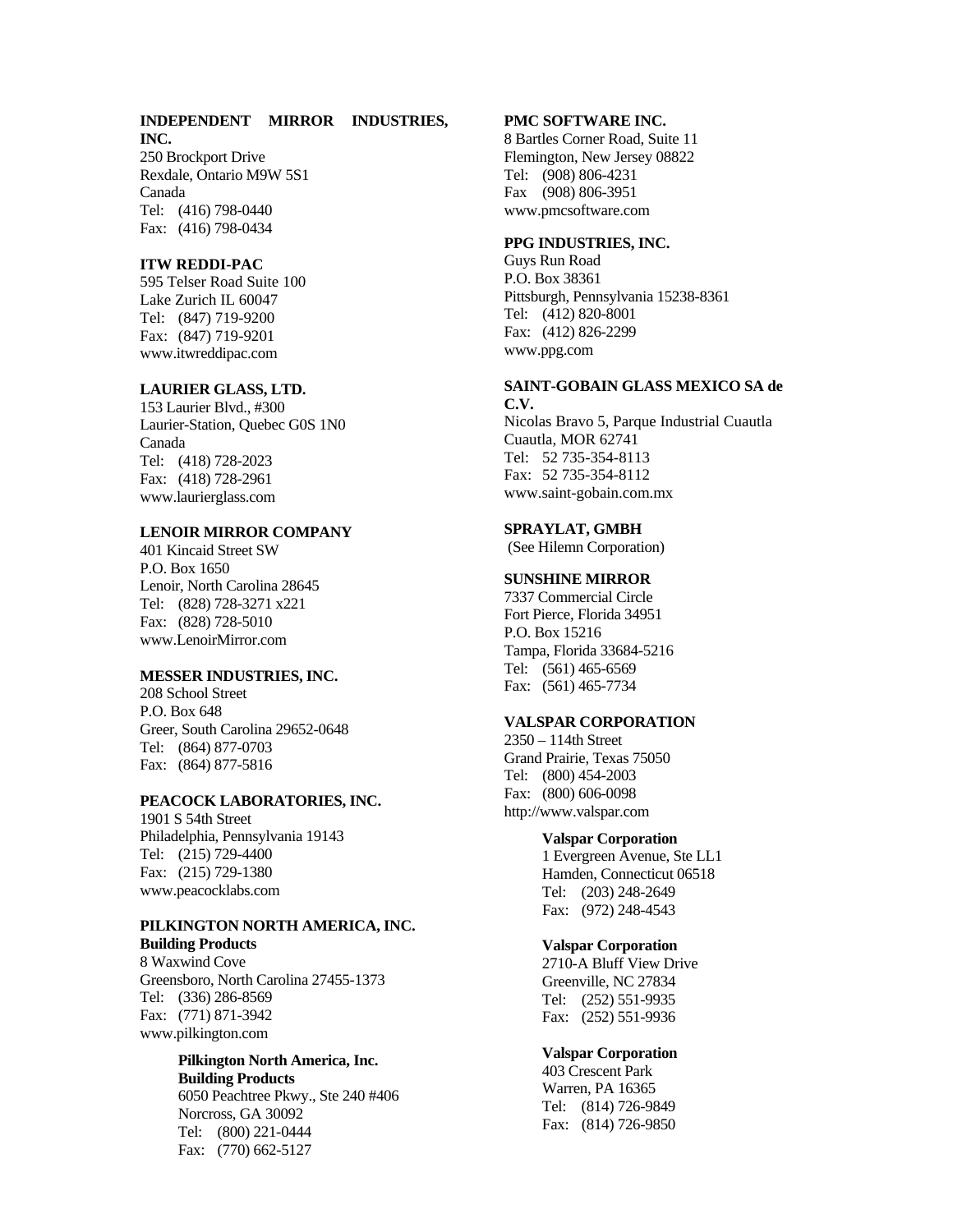**INDEPENDENT MIRROR INDUSTRIES, INC.**
250 Brockport Drive
Rexdale, Ontario M9W 5S1
Canada
Tel: (416) 798-0440
Fax: (416) 798-0434

**ITW REDDI-PAC**
595 Telser Road Suite 100
Lake Zurich IL 60047
Tel: (847) 719-9200
Fax: (847) 719-9201
www.itwreddipac.com

**LAURIER GLASS, LTD.**
153 Laurier Blvd., #300
Laurier-Station, Quebec G0S 1N0
Canada
Tel: (418) 728-2023
Fax: (418) 728-2961
www.laurierglass.com

**LENOIR MIRROR COMPANY**
401 Kincaid Street SW
P.O. Box 1650
Lenoir, North Carolina 28645
Tel: (828) 728-3271 x221
Fax: (828) 728-5010
www.LenoirMirror.com

**MESSER INDUSTRIES, INC.**
208 School Street
P.O. Box 648
Greer, South Carolina 29652-0648
Tel: (864) 877-0703
Fax: (864) 877-5816

**PEACOCK LABORATORIES, INC.**
1901 S 54th Street
Philadelphia, Pennsylvania 19143
Tel: (215) 729-4400
Fax: (215) 729-1380
www.peacocklabs.com

**PILKINGTON NORTH AMERICA, INC.**
**Building Products**
8 Waxwind Cove
Greensboro, North Carolina 27455-1373
Tel: (336) 286-8569
Fax: (771) 871-3942
www.pilkington.com

> **Pilkington North America, Inc.**
> **Building Products**
> 6050 Peachtree Pkwy., Ste 240 #406
> Norcross, GA 30092
> Tel: (800) 221-0444
> Fax: (770) 662-5127

**PMC SOFTWARE INC.**
8 Bartles Corner Road, Suite 11
Flemington, New Jersey 08822
Tel: (908) 806-4231
Fax (908) 806-3951
www.pmcsoftware.com

**PPG INDUSTRIES, INC.**
Guys Run Road
P.O. Box 38361
Pittsburgh, Pennsylvania 15238-8361
Tel: (412) 820-8001
Fax: (412) 826-2299
www.ppg.com

**SAINT-GOBAIN GLASS MEXICO SA de C.V.**
Nicolas Bravo 5, Parque Industrial Cuautla
Cuautla, MOR 62741
Tel: 52 735-354-8113
Fax: 52 735-354-8112
www.saint-gobain.com.mx

**SPRAYLAT, GMBH**
(See Hilemn Corporation)

**SUNSHINE MIRROR**
7337 Commercial Circle
Fort Pierce, Florida 34951
P.O. Box 15216
Tampa, Florida 33684-5216
Tel: (561) 465-6569
Fax: (561) 465-7734

**VALSPAR CORPORATION**
2350 – 114th Street
Grand Prairie, Texas 75050
Tel: (800) 454-2003
Fax: (800) 606-0098
http://www.valspar.com

> **Valspar Corporation**
> 1 Evergreen Avenue, Ste LL1
> Hamden, Connecticut 06518
> Tel: (203) 248-2649
> Fax: (972) 248-4543

> **Valspar Corporation**
> 2710-A Bluff View Drive
> Greenville, NC 27834
> Tel: (252) 551-9935
> Fax: (252) 551-9936

> **Valspar Corporation**
> 403 Crescent Park
> Warren, PA 16365
> Tel: (814) 726-9849
> Fax: (814) 726-9850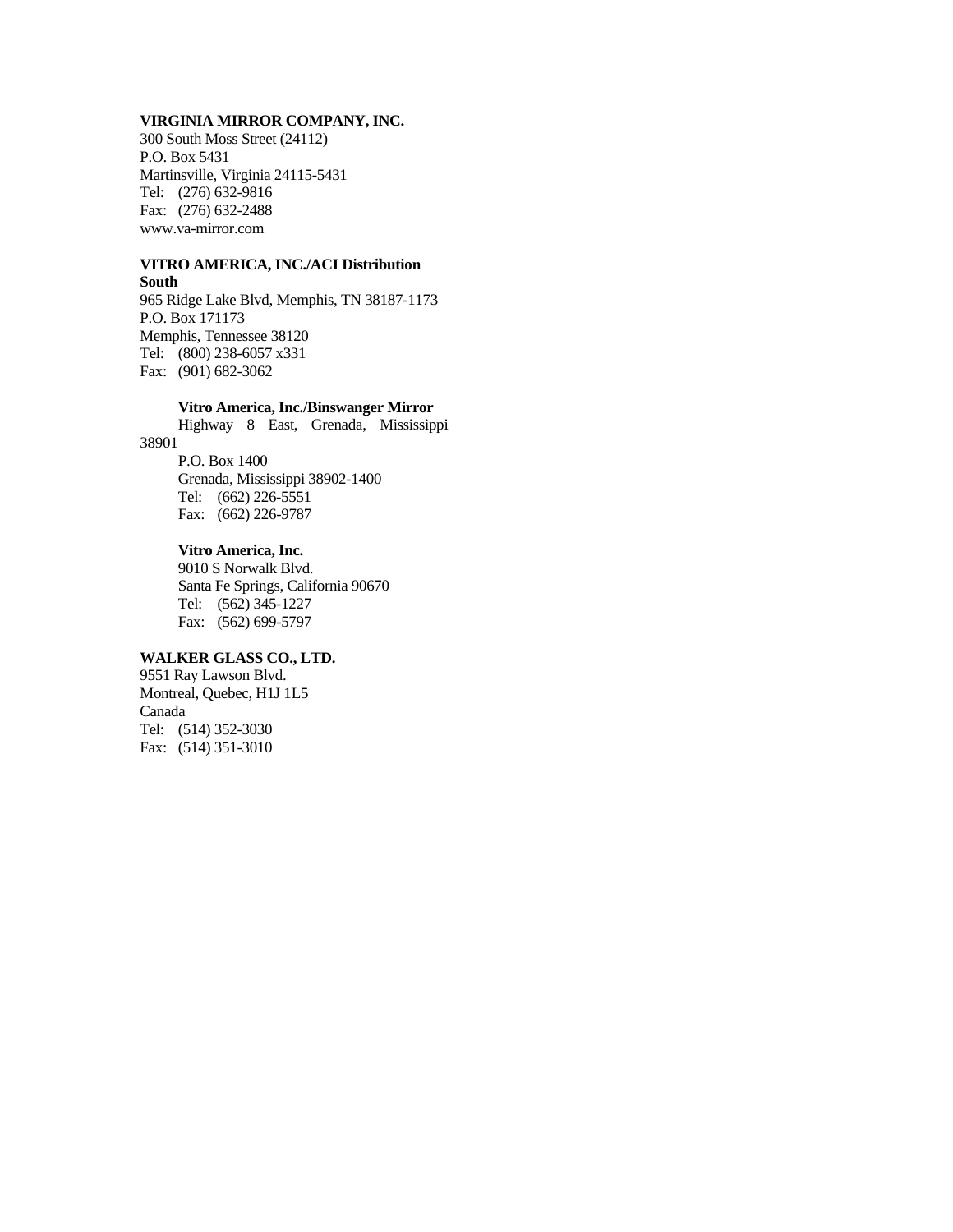**VIRGINIA MIRROR COMPANY, INC.**
300 South Moss Street (24112)
P.O. Box 5431
Martinsville, Virginia 24115-5431
Tel: (276) 632-9816
Fax: (276) 632-2488
www.va-mirror.com

**VITRO AMERICA, INC./ACI Distribution South**
965 Ridge Lake Blvd, Memphis, TN 38187-1173
P.O. Box 171173
Memphis, Tennessee 38120
Tel: (800) 238-6057 x331
Fax: (901) 682-3062

> **Vitro America, Inc./Binswanger Mirror**
> Highway 8 East, Grenada, Mississippi 38901
> P.O. Box 1400
> Grenada, Mississippi 38902-1400
> Tel: (662) 226-5551
> Fax: (662) 226-9787

> **Vitro America, Inc.**
> 9010 S Norwalk Blvd.
> Santa Fe Springs, California 90670
> Tel: (562) 345-1227
> Fax: (562) 699-5797

**WALKER GLASS CO., LTD.**
9551 Ray Lawson Blvd.
Montreal, Quebec, H1J 1L5
Canada
Tel: (514) 352-3030
Fax: (514) 351-3010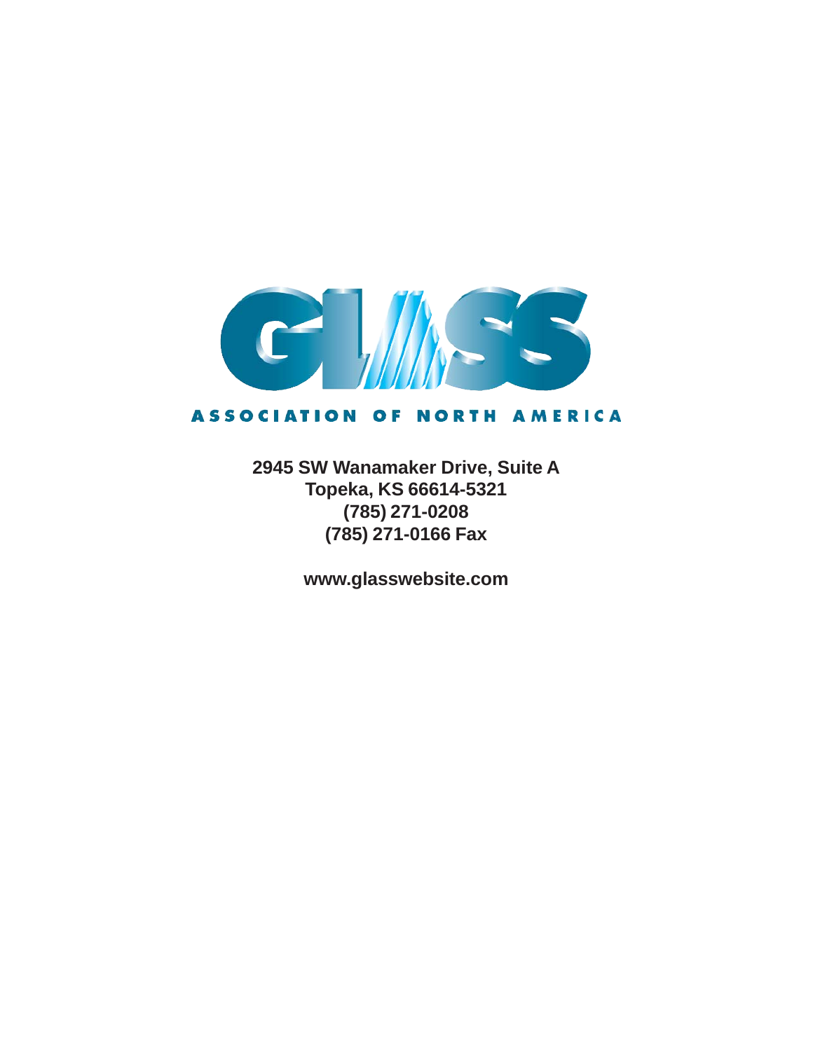GLASS

ASSOCIATION OF NORTH AMERICA

**2945 SW Wanamaker Drive, Suite A**
**Topeka, KS 66614-5321**
**(785) 271-0208**
**(785) 271-0166 Fax**

**www.glasswebsite.com**